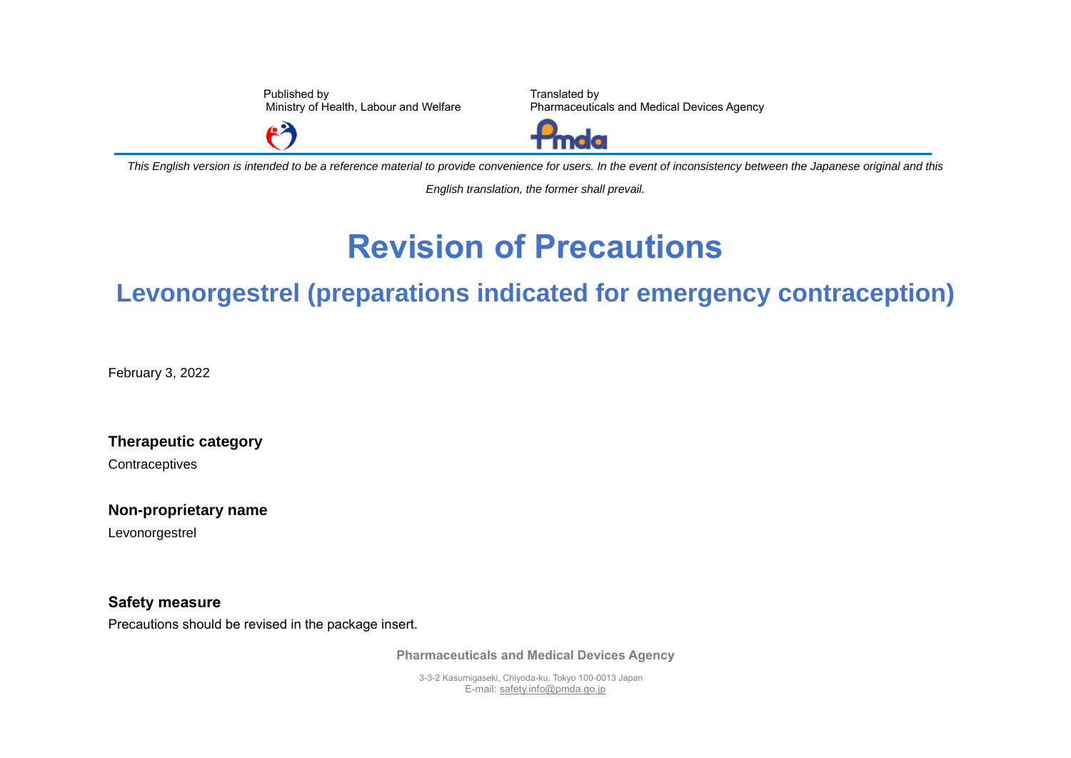Published by
Ministry of Health, Labour and Welfare

Translated by
Pharmaceuticals and Medical Devices Agency

*This English version is intended to be a reference material to provide convenience for users. In the event of inconsistency between the Japanese original and this English translation, the former shall prevail.*

# Revision of Precautions

## Levonorgestrel (preparations indicated for emergency contraception)

February 3, 2022

**Therapeutic category**

Contraceptives

**Non-proprietary name**

Levonorgestrel

**Safety measure**

Precautions should be revised in the package insert.

**Pharmaceuticals and Medical Devices Agency**

3-3-2 Kasumigaseki, Chiyoda-ku, Tokyo 100-0013 Japan
E-mail: safety.info@pmda.go.jp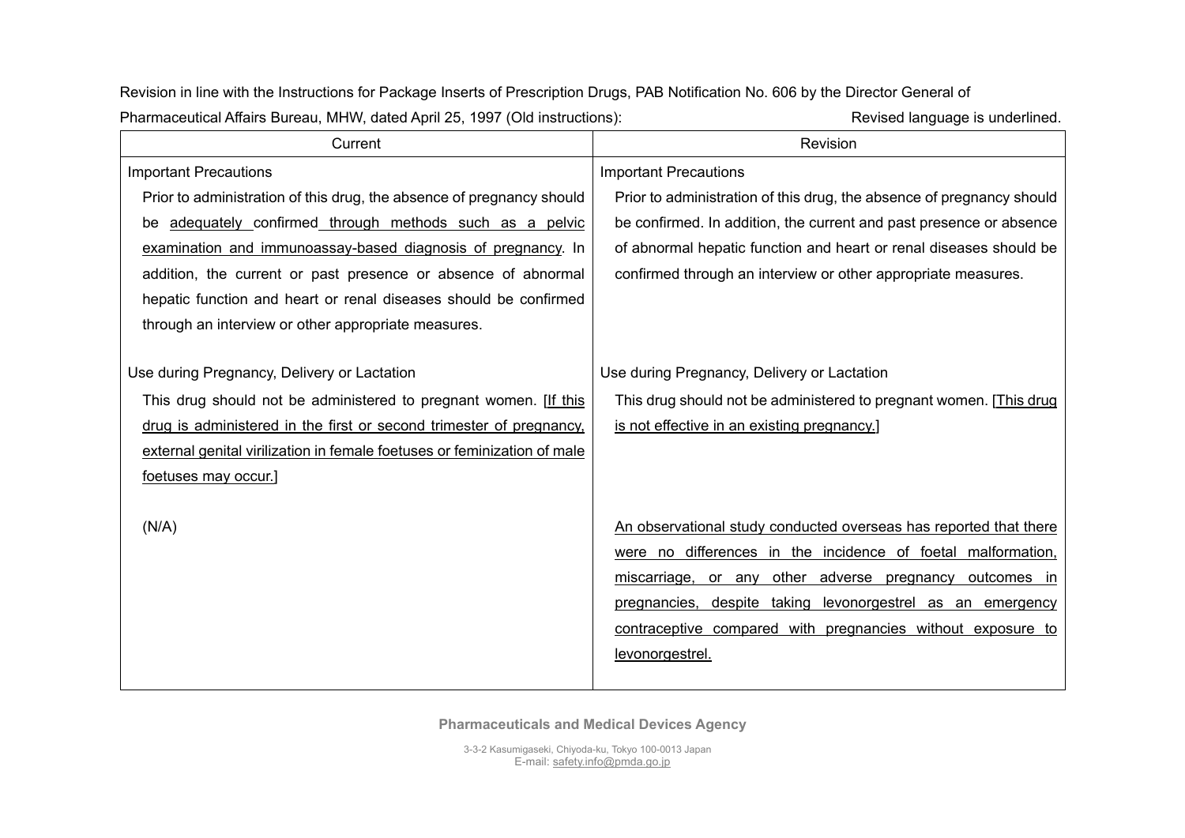Revision in line with the Instructions for Package Inserts of Prescription Drugs, PAB Notification No. 606 by the Director General of Pharmaceutical Affairs Bureau, MHW, dated April 25, 1997 (Old instructions): Revised language is underlined.

| Current | Revision |
|---|---|
| Important Precautions<br>Prior to administration of this drug, the absence of pregnancy should be <u>adequately</u> confirmed <u>through methods such as a pelvic examination and immunoassay-based diagnosis of pregnancy</u>. In addition, the current or past presence or absence of abnormal hepatic function and heart or renal diseases should be confirmed through an interview or other appropriate measures. | Important Precautions<br>Prior to administration of this drug, the absence of pregnancy should be confirmed. In addition, the current and past presence or absence of abnormal hepatic function and heart or renal diseases should be confirmed through an interview or other appropriate measures. |
| Use during Pregnancy, Delivery or Lactation<br>This drug should not be administered to pregnant women. [<u>If this drug is administered in the first or second trimester of pregnancy, external genital virilization in female foetuses or feminization of male foetuses may occur.</u>] | Use during Pregnancy, Delivery or Lactation<br>This drug should not be administered to pregnant women. [<u>This drug is not effective in an existing pregnancy.</u>] |
| (N/A) | <u>An observational study conducted overseas has reported that there were no differences in the incidence of foetal malformation, miscarriage, or any other adverse pregnancy outcomes in pregnancies, despite taking levonorgestrel as an emergency contraceptive compared with pregnancies without exposure to levonorgestrel.</u> |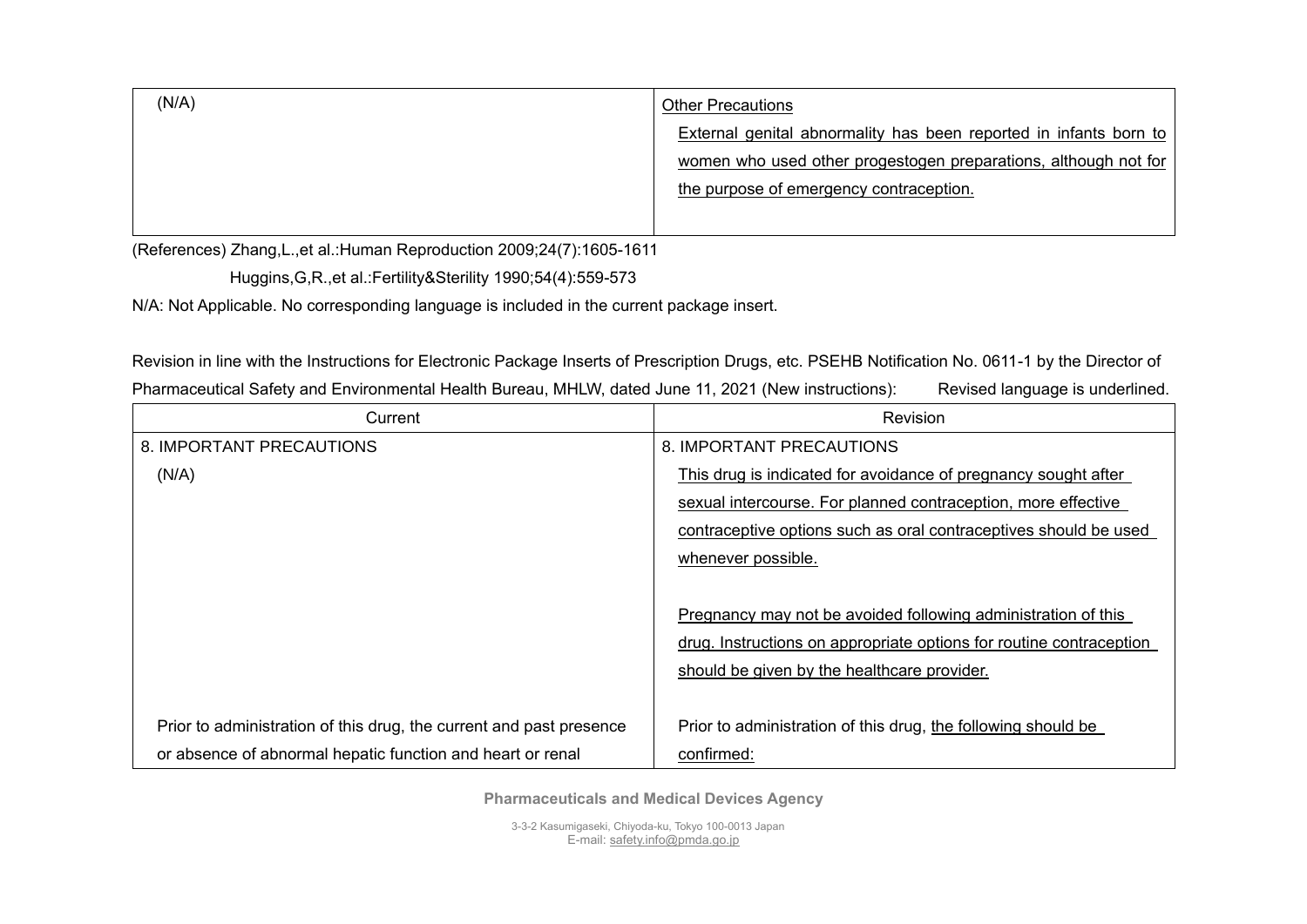| (N/A) | Other Precautions<br>External genital abnormality has been reported in infants born to women who used other progestogen preparations, although not for the purpose of emergency contraception. |
|---|---|

(References) Zhang,L.,et al.:Human Reproduction 2009;24(7):1605-1611

Huggins,G,R.,et al.:Fertility&Sterility 1990;54(4):559-573

N/A: Not Applicable. No corresponding language is included in the current package insert.

Revision in line with the Instructions for Electronic Package Inserts of Prescription Drugs, etc. PSEHB Notification No. 0611-1 by the Director of Pharmaceutical Safety and Environmental Health Bureau, MHLW, dated June 11, 2021 (New instructions): Revised language is underlined.

| Current | Revision |
|---|---|
| 8. IMPORTANT PRECAUTIONS<br>(N/A)<br><br><br><br><br><br><br>Prior to administration of this drug, the current and past presence or absence of abnormal hepatic function and heart or renal | 8. IMPORTANT PRECAUTIONS<br>This drug is indicated for avoidance of pregnancy sought after sexual intercourse. For planned contraception, more effective contraceptive options such as oral contraceptives should be used whenever possible.<br><br>Pregnancy may not be avoided following administration of this drug. Instructions on appropriate options for routine contraception should be given by the healthcare provider.<br><br>Prior to administration of this drug, the following should be confirmed: |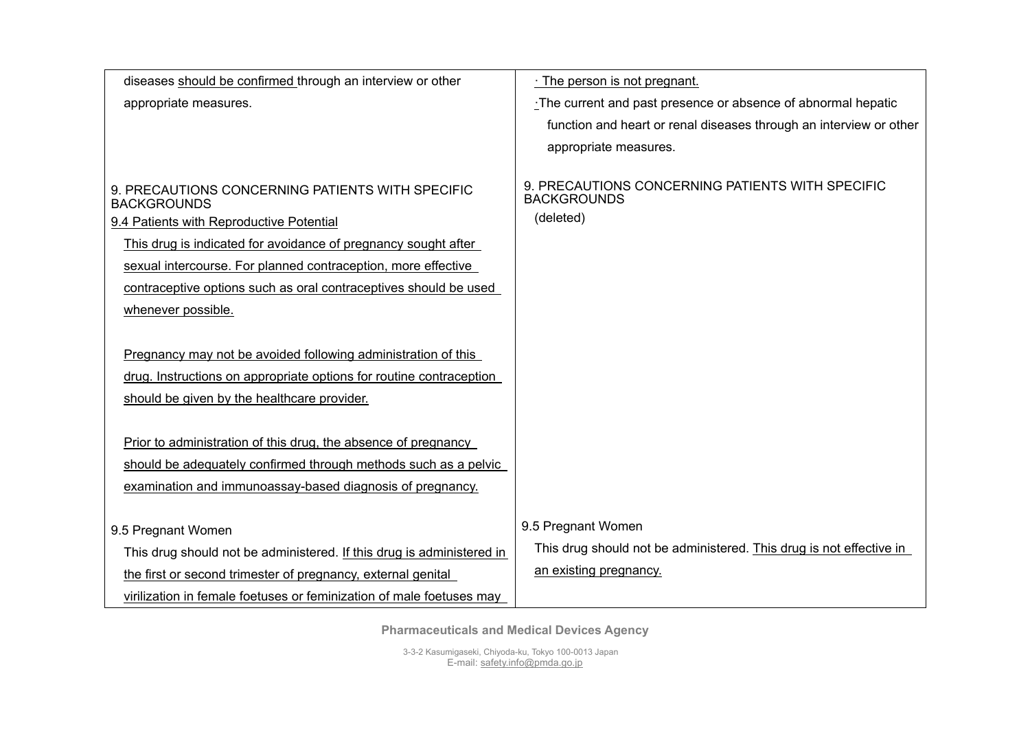| | |
|---|---|
| diseases should be confirmed through an interview or other appropriate measures. | · The person is not pregnant.<br>·The current and past presence or absence of abnormal hepatic function and heart or renal diseases through an interview or other appropriate measures. |
| 9. PRECAUTIONS CONCERNING PATIENTS WITH SPECIFIC BACKGROUNDS<br>9.4 Patients with Reproductive Potential<br>This drug is indicated for avoidance of pregnancy sought after sexual intercourse. For planned contraception, more effective contraceptive options such as oral contraceptives should be used whenever possible.<br><br>Pregnancy may not be avoided following administration of this drug. Instructions on appropriate options for routine contraception should be given by the healthcare provider.<br><br>Prior to administration of this drug, the absence of pregnancy should be adequately confirmed through methods such as a pelvic examination and immunoassay-based diagnosis of pregnancy. | 9. PRECAUTIONS CONCERNING PATIENTS WITH SPECIFIC BACKGROUNDS<br>(deleted) |
| 9.5 Pregnant Women<br>This drug should not be administered. If this drug is administered in the first or second trimester of pregnancy, external genital virilization in female foetuses or feminization of male foetuses may | 9.5 Pregnant Women<br>This drug should not be administered. This drug is not effective in an existing pregnancy. |

**Pharmaceuticals and Medical Devices Agency**

3-3-2 Kasumigaseki, Chiyoda-ku, Tokyo 100-0013 Japan
E-mail: safety.info@pmda.go.jp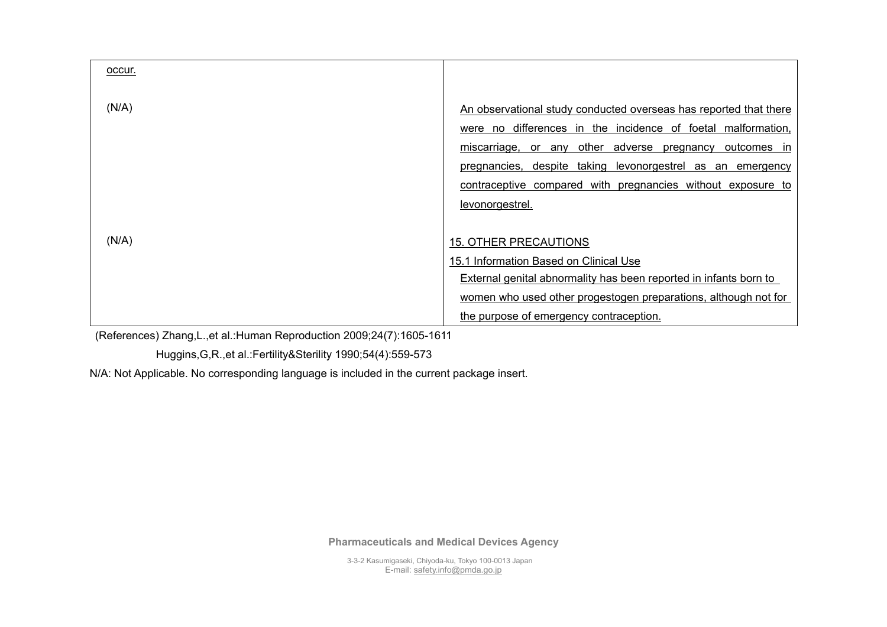| | |
|---|---|
| occur. | |
| (N/A) | An observational study conducted overseas has reported that there were no differences in the incidence of foetal malformation, miscarriage, or any other adverse pregnancy outcomes in pregnancies, despite taking levonorgestrel as an emergency contraceptive compared with pregnancies without exposure to levonorgestrel. |
| (N/A) | 15. OTHER PRECAUTIONS<br>15.1 Information Based on Clinical Use<br>External genital abnormality has been reported in infants born to women who used other progestogen preparations, although not for the purpose of emergency contraception. |

(References) Zhang,L.,et al.:Human Reproduction 2009;24(7):1605-1611

Huggins,G,R.,et al.:Fertility&Sterility 1990;54(4):559-573

N/A: Not Applicable. No corresponding language is included in the current package insert.

**Pharmaceuticals and Medical Devices Agency**

3-3-2 Kasumigaseki, Chiyoda-ku, Tokyo 100-0013 Japan
E-mail: safety.info@pmda.go.jp